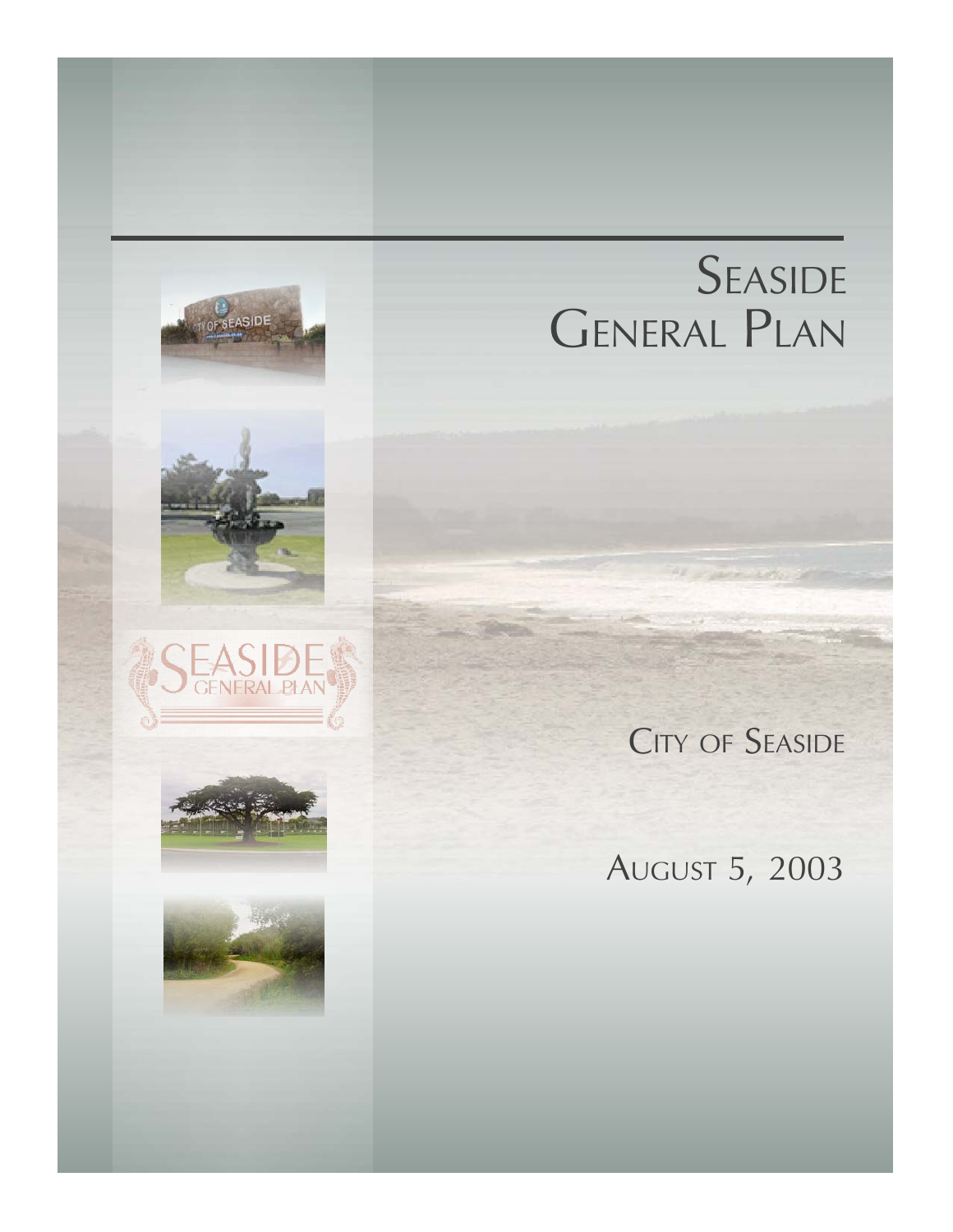# Seaside General Plan

City of Seaside

August 5, 2003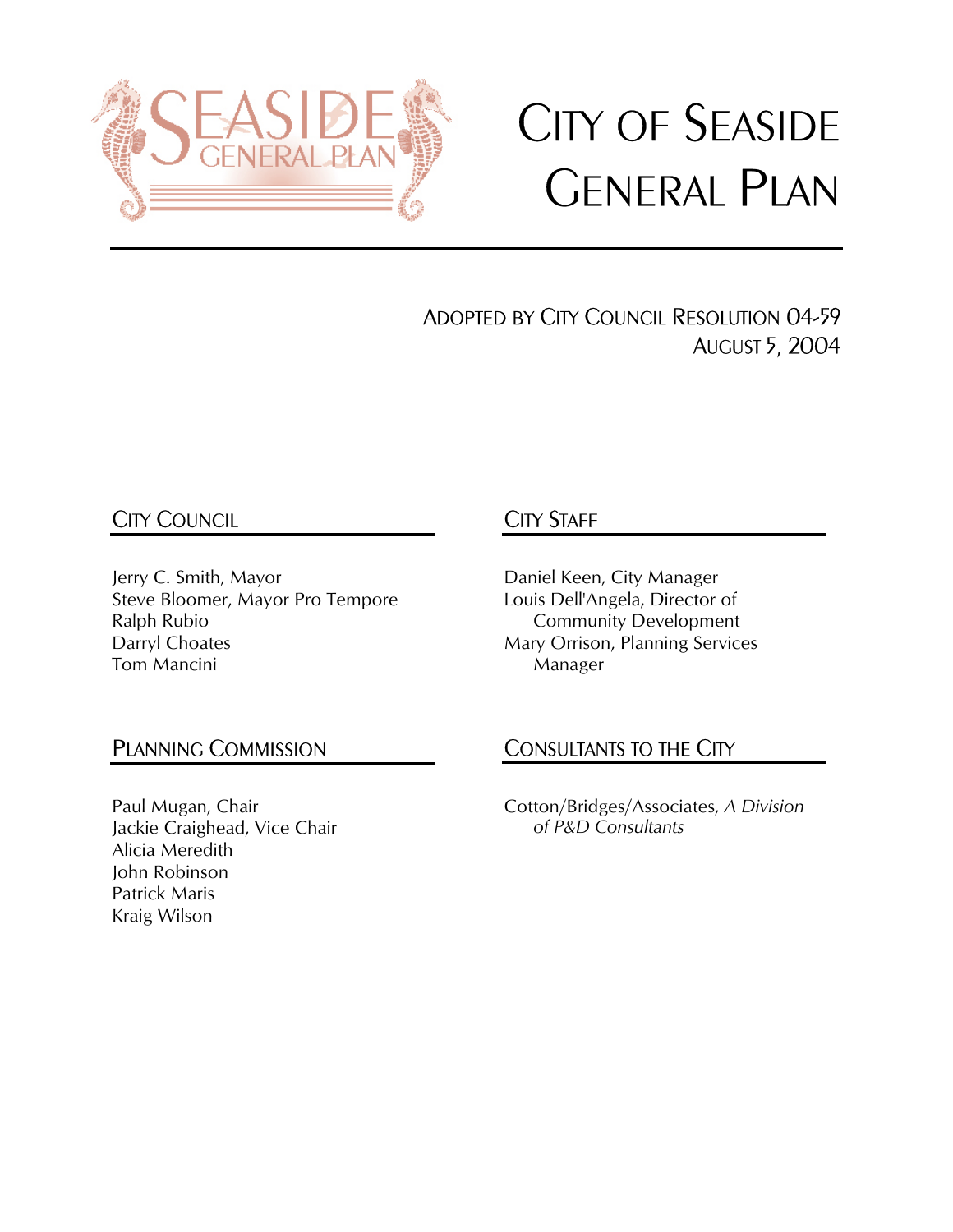# City of Seaside General Plan

Adopted by City Council Resolution 04-59
August 5, 2004

## City Council

Jerry C. Smith, Mayor
Steve Bloomer, Mayor Pro Tempore
Ralph Rubio
Darryl Choates
Tom Mancini

## City Staff

Daniel Keen, City Manager
Louis Dell'Angela, Director of Community Development
Mary Orrison, Planning Services Manager

## Planning Commission

Paul Mugan, Chair
Jackie Craighead, Vice Chair
Alicia Meredith
John Robinson
Patrick Maris
Kraig Wilson

## Consultants to the City

Cotton/Bridges/Associates, *A Division of P&D Consultants*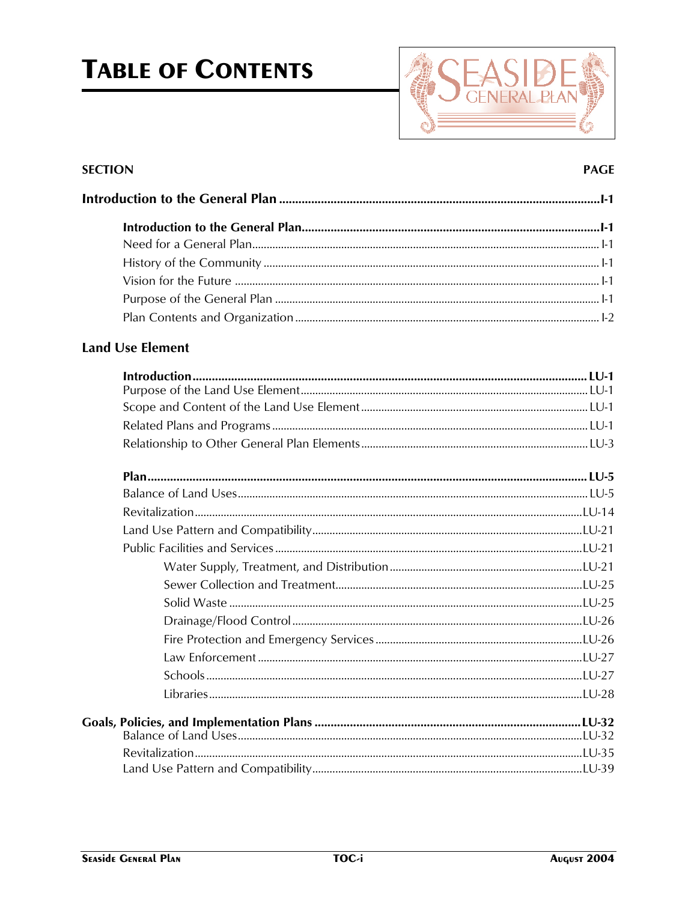# TABLE OF CONTENTS

| SECTION | PAGE |
|---|---|
| **Introduction to the General Plan** | **I-1** |
| **Introduction to the General Plan** | **I-1** |
| Need for a General Plan | I-1 |
| History of the Community | I-1 |
| Vision for the Future | I-1 |
| Purpose of the General Plan | I-1 |
| Plan Contents and Organization | I-2 |
| **Land Use Element** | |
| **Introduction** | **LU-1** |
| Purpose of the Land Use Element | LU-1 |
| Scope and Content of the Land Use Element | LU-1 |
| Related Plans and Programs | LU-1 |
| Relationship to Other General Plan Elements | LU-3 |
| **Plan** | **LU-5** |
| Balance of Land Uses | LU-5 |
| Revitalization | LU-14 |
| Land Use Pattern and Compatibility | LU-21 |
| Public Facilities and Services | LU-21 |
| Water Supply, Treatment, and Distribution | LU-21 |
| Sewer Collection and Treatment | LU-25 |
| Solid Waste | LU-25 |
| Drainage/Flood Control | LU-26 |
| Fire Protection and Emergency Services | LU-26 |
| Law Enforcement | LU-27 |
| Schools | LU-27 |
| Libraries | LU-28 |
| **Goals, Policies, and Implementation Plans** | **LU-32** |
| Balance of Land Uses | LU-32 |
| Revitalization | LU-35 |
| Land Use Pattern and Compatibility | LU-39 |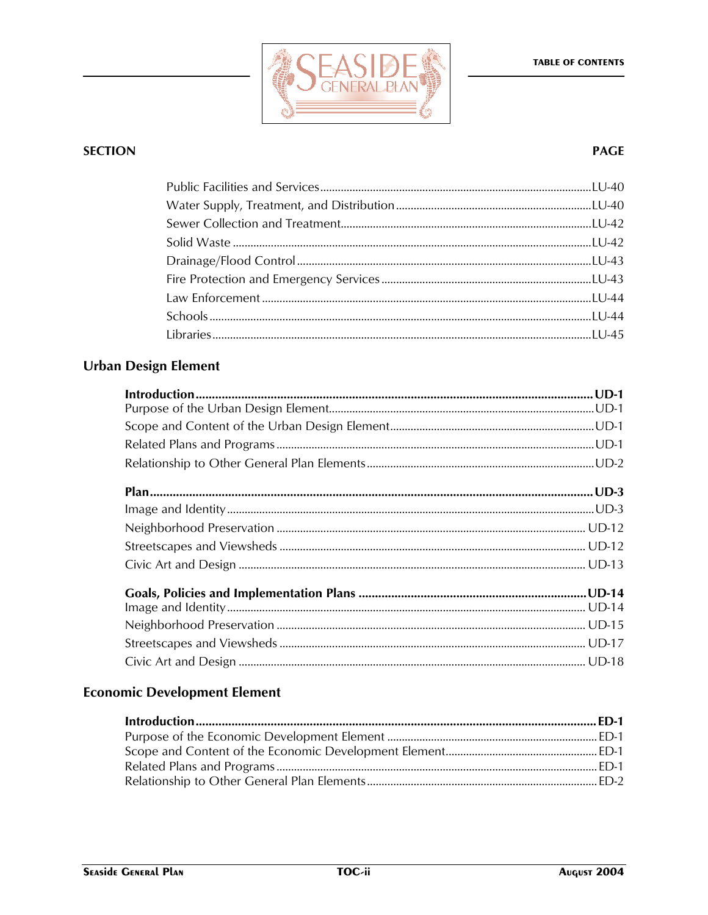**SECTION** | **PAGE**

- Public Facilities and Services ........ LU-40
- Water Supply, Treatment, and Distribution ........ LU-40
- Sewer Collection and Treatment ........ LU-42
- Solid Waste ........ LU-42
- Drainage/Flood Control ........ LU-43
- Fire Protection and Emergency Services ........ LU-43
- Law Enforcement ........ LU-44
- Schools ........ LU-44
- Libraries ........ LU-45

## Urban Design Element

**Introduction ........ UD-1**
- Purpose of the Urban Design Element ........ UD-1
- Scope and Content of the Urban Design Element ........ UD-1
- Related Plans and Programs ........ UD-1
- Relationship to Other General Plan Elements ........ UD-2

**Plan ........ UD-3**
- Image and Identity ........ UD-3
- Neighborhood Preservation ........ UD-12
- Streetscapes and Viewsheds ........ UD-12
- Civic Art and Design ........ UD-13

**Goals, Policies and Implementation Plans ........ UD-14**
- Image and Identity ........ UD-14
- Neighborhood Preservation ........ UD-15
- Streetscapes and Viewsheds ........ UD-17
- Civic Art and Design ........ UD-18

## Economic Development Element

**Introduction ........ ED-1**
- Purpose of the Economic Development Element ........ ED-1
- Scope and Content of the Economic Development Element ........ ED-1
- Related Plans and Programs ........ ED-1
- Relationship to Other General Plan Elements ........ ED-2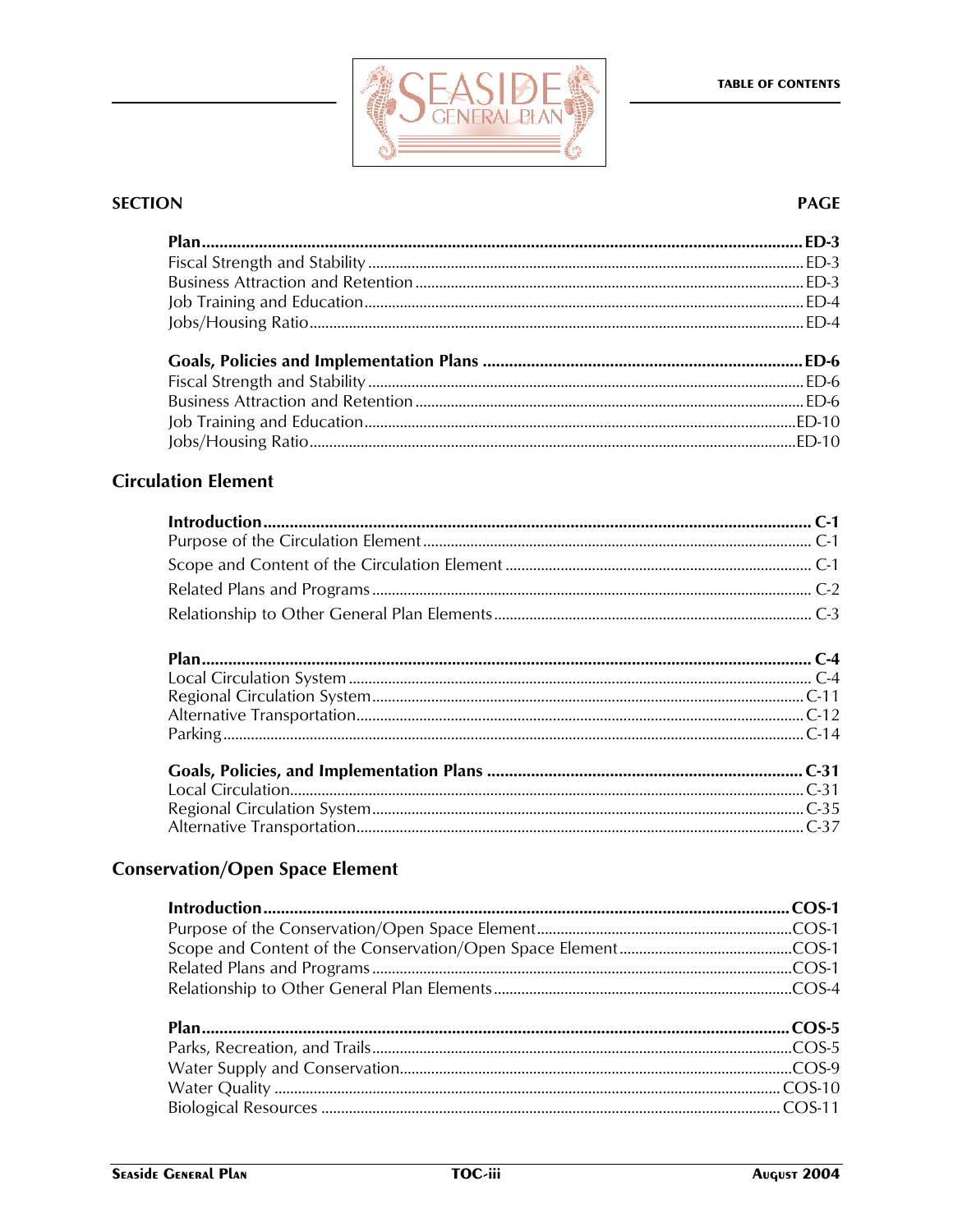| SECTION | PAGE |
|---|---|
| **Plan** | **ED-3** |
| Fiscal Strength and Stability | ED-3 |
| Business Attraction and Retention | ED-3 |
| Job Training and Education | ED-4 |
| Jobs/Housing Ratio | ED-4 |
| **Goals, Policies and Implementation Plans** | **ED-6** |
| Fiscal Strength and Stability | ED-6 |
| Business Attraction and Retention | ED-6 |
| Job Training and Education | ED-10 |
| Jobs/Housing Ratio | ED-10 |

## Circulation Element

| | |
|---|---|
| **Introduction** | **C-1** |
| Purpose of the Circulation Element | C-1 |
| Scope and Content of the Circulation Element | C-1 |
| Related Plans and Programs | C-2 |
| Relationship to Other General Plan Elements | C-3 |
| **Plan** | **C-4** |
| Local Circulation System | C-4 |
| Regional Circulation System | C-11 |
| Alternative Transportation | C-12 |
| Parking | C-14 |
| **Goals, Policies, and Implementation Plans** | **C-31** |
| Local Circulation | C-31 |
| Regional Circulation System | C-35 |
| Alternative Transportation | C-37 |

## Conservation/Open Space Element

| | |
|---|---|
| **Introduction** | **COS-1** |
| Purpose of the Conservation/Open Space Element | COS-1 |
| Scope and Content of the Conservation/Open Space Element | COS-1 |
| Related Plans and Programs | COS-1 |
| Relationship to Other General Plan Elements | COS-4 |
| **Plan** | **COS-5** |
| Parks, Recreation, and Trails | COS-5 |
| Water Supply and Conservation | COS-9 |
| Water Quality | COS-10 |
| Biological Resources | COS-11 |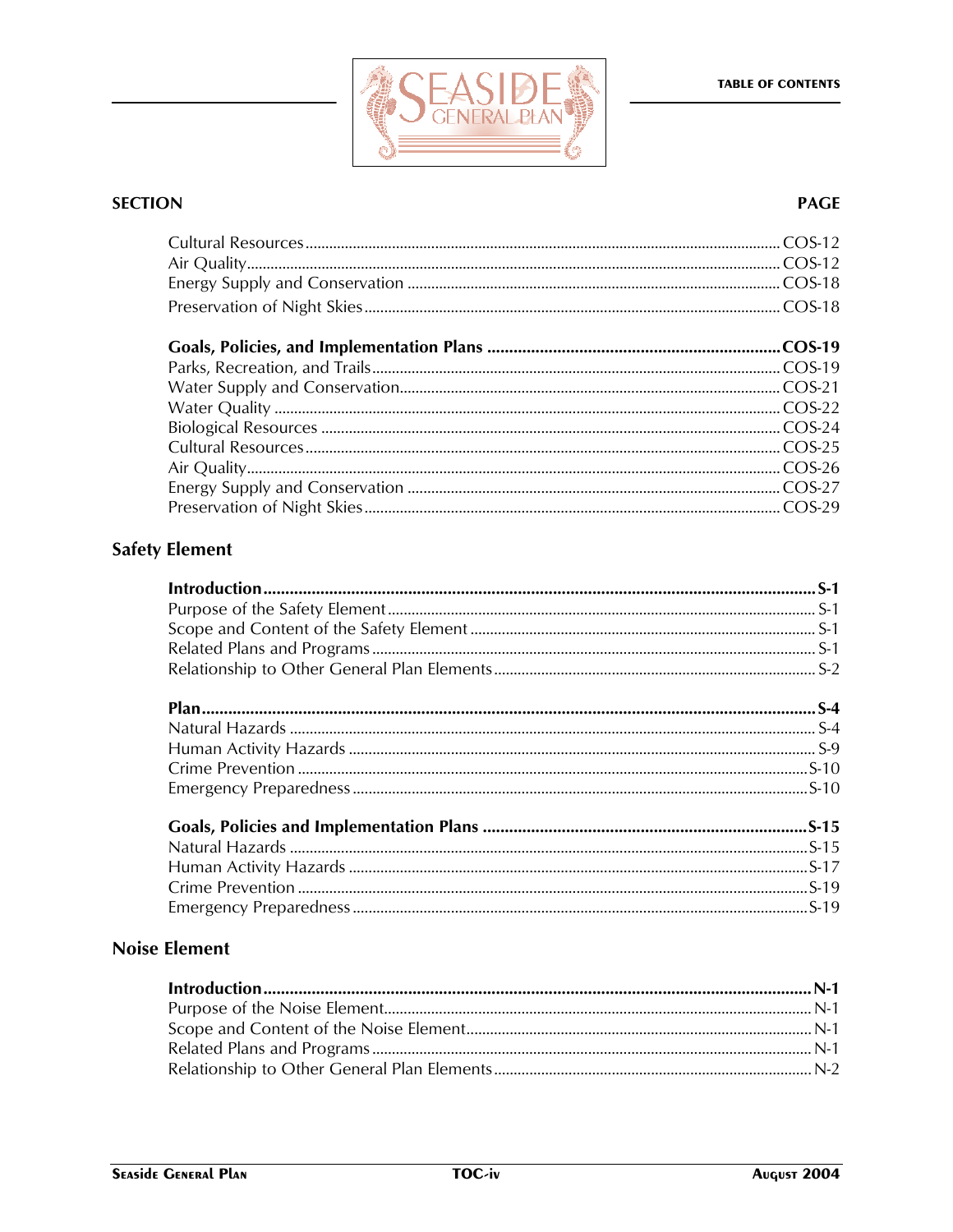| SECTION | PAGE |
|---|---|
| Cultural Resources | COS-12 |
| Air Quality | COS-12 |
| Energy Supply and Conservation | COS-18 |
| Preservation of Night Skies | COS-18 |
| **Goals, Policies, and Implementation Plans** | **COS-19** |
| Parks, Recreation, and Trails | COS-19 |
| Water Supply and Conservation | COS-21 |
| Water Quality | COS-22 |
| Biological Resources | COS-24 |
| Cultural Resources | COS-25 |
| Air Quality | COS-26 |
| Energy Supply and Conservation | COS-27 |
| Preservation of Night Skies | COS-29 |

## Safety Element

| | |
|---|---|
| **Introduction** | **S-1** |
| Purpose of the Safety Element | S-1 |
| Scope and Content of the Safety Element | S-1 |
| Related Plans and Programs | S-1 |
| Relationship to Other General Plan Elements | S-2 |
| **Plan** | **S-4** |
| Natural Hazards | S-4 |
| Human Activity Hazards | S-9 |
| Crime Prevention | S-10 |
| Emergency Preparedness | S-10 |
| **Goals, Policies and Implementation Plans** | **S-15** |
| Natural Hazards | S-15 |
| Human Activity Hazards | S-17 |
| Crime Prevention | S-19 |
| Emergency Preparedness | S-19 |

## Noise Element

| | |
|---|---|
| **Introduction** | **N-1** |
| Purpose of the Noise Element | N-1 |
| Scope and Content of the Noise Element | N-1 |
| Related Plans and Programs | N-1 |
| Relationship to Other General Plan Elements | N-2 |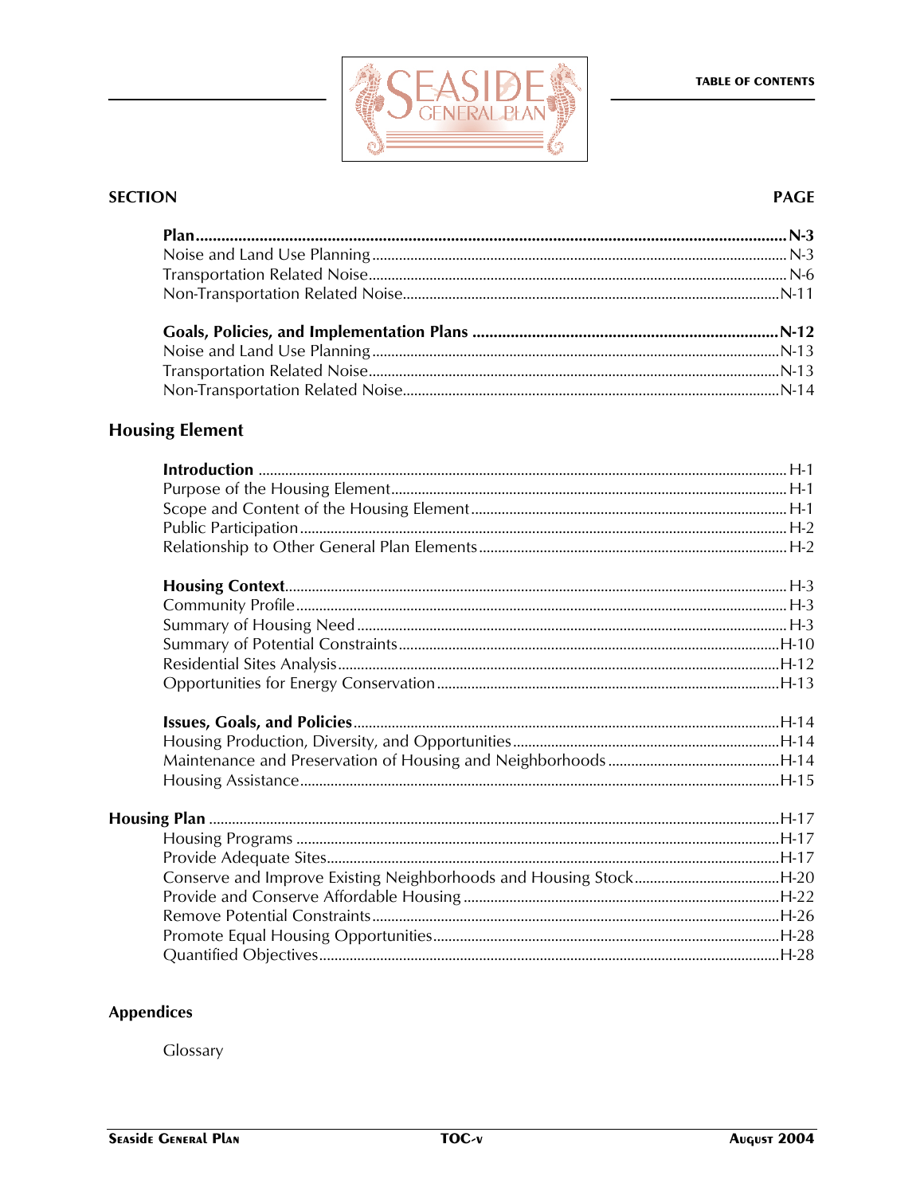| SECTION | PAGE |
|---|---|
| **Plan** | **N-3** |
| Noise and Land Use Planning | N-3 |
| Transportation Related Noise | N-6 |
| Non-Transportation Related Noise | N-11 |
| **Goals, Policies, and Implementation Plans** | **N-12** |
| Noise and Land Use Planning | N-13 |
| Transportation Related Noise | N-13 |
| Non-Transportation Related Noise | N-14 |

## Housing Element

| SECTION | PAGE |
|---|---|
| **Introduction** | H-1 |
| Purpose of the Housing Element | H-1 |
| Scope and Content of the Housing Element | H-1 |
| Public Participation | H-2 |
| Relationship to Other General Plan Elements | H-2 |
| **Housing Context** | H-3 |
| Community Profile | H-3 |
| Summary of Housing Need | H-3 |
| Summary of Potential Constraints | H-10 |
| Residential Sites Analysis | H-12 |
| Opportunities for Energy Conservation | H-13 |
| **Issues, Goals, and Policies** | H-14 |
| Housing Production, Diversity, and Opportunities | H-14 |
| Maintenance and Preservation of Housing and Neighborhoods | H-14 |
| Housing Assistance | H-15 |
| **Housing Plan** | H-17 |
| Housing Programs | H-17 |
| Provide Adequate Sites | H-17 |
| Conserve and Improve Existing Neighborhoods and Housing Stock | H-20 |
| Provide and Conserve Affordable Housing | H-22 |
| Remove Potential Constraints | H-26 |
| Promote Equal Housing Opportunities | H-28 |
| Quantified Objectives | H-28 |

## Appendices

Glossary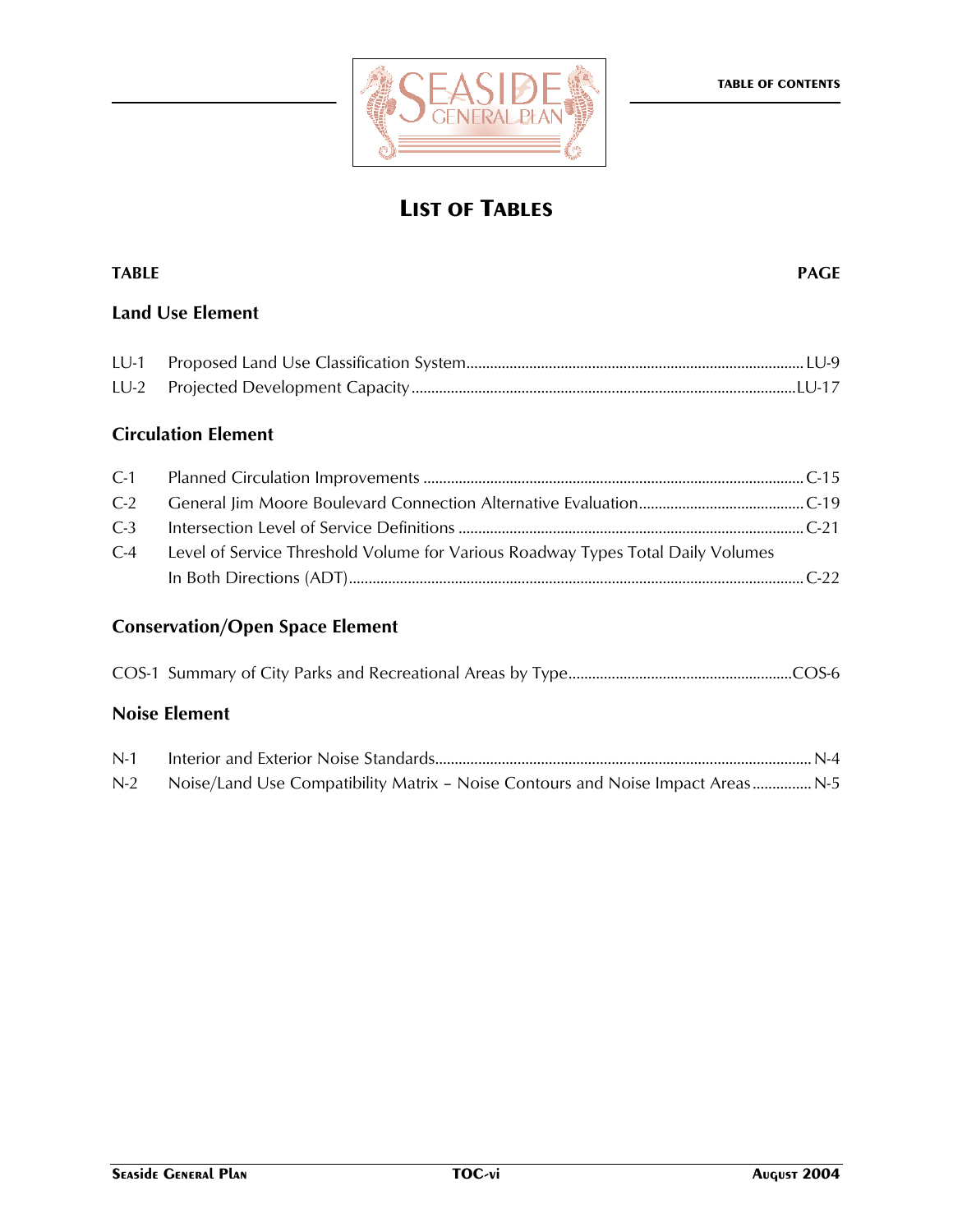# LIST OF TABLES

| TABLE | | PAGE |
|---|---|---|

## Land Use Element

| | | |
|---|---|---|
| LU-1 | Proposed Land Use Classification System | LU-9 |
| LU-2 | Projected Development Capacity | LU-17 |

## Circulation Element

| | | |
|---|---|---|
| C-1 | Planned Circulation Improvements | C-15 |
| C-2 | General Jim Moore Boulevard Connection Alternative Evaluation | C-19 |
| C-3 | Intersection Level of Service Definitions | C-21 |
| C-4 | Level of Service Threshold Volume for Various Roadway Types Total Daily Volumes In Both Directions (ADT) | C-22 |

## Conservation/Open Space Element

| | | |
|---|---|---|
| COS-1 | Summary of City Parks and Recreational Areas by Type | COS-6 |

## Noise Element

| | | |
|---|---|---|
| N-1 | Interior and Exterior Noise Standards | N-4 |
| N-2 | Noise/Land Use Compatibility Matrix – Noise Contours and Noise Impact Areas | N-5 |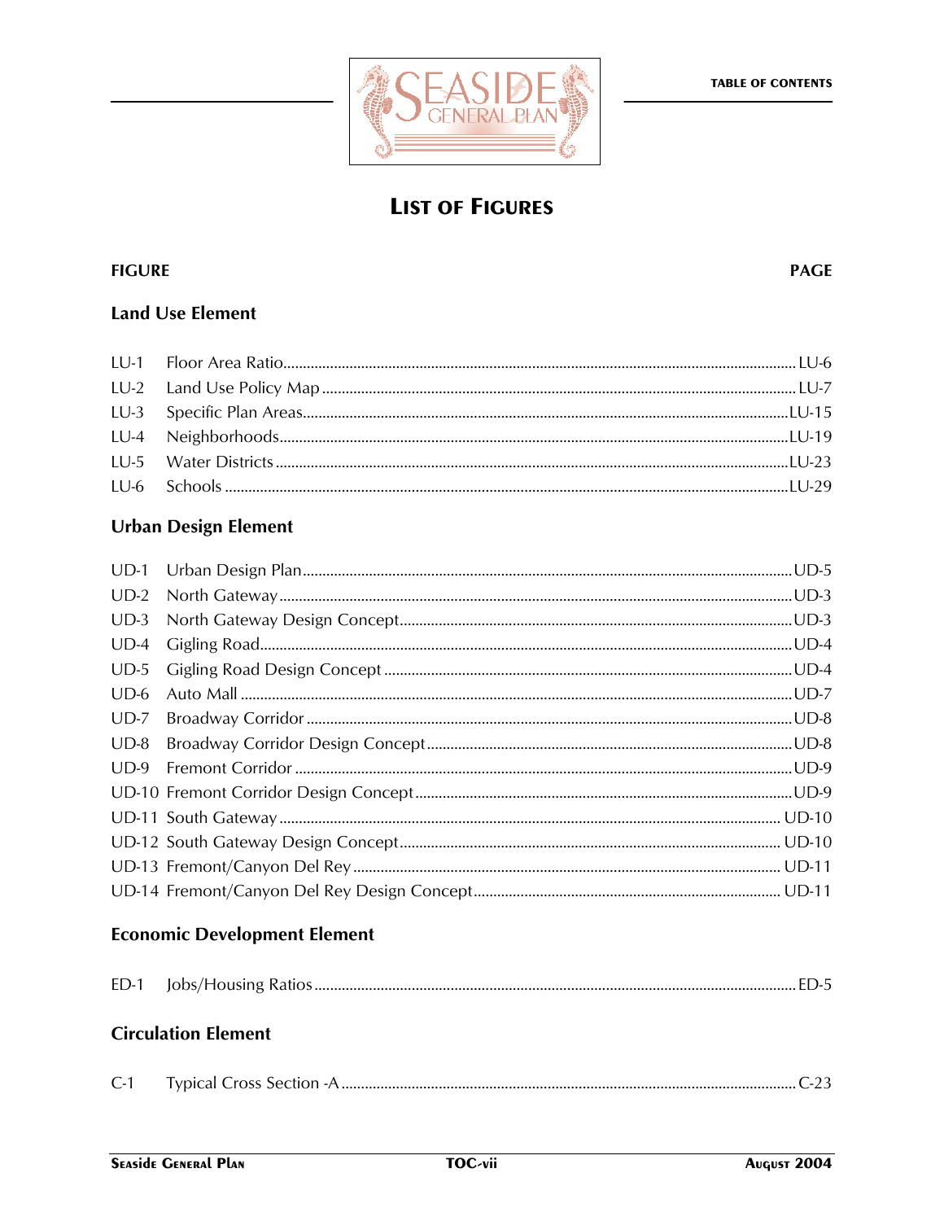# List of Figures

| FIGURE | | PAGE |
|---|---|---|
| **Land Use Element** | | |
| LU-1 | Floor Area Ratio | LU-6 |
| LU-2 | Land Use Policy Map | LU-7 |
| LU-3 | Specific Plan Areas | LU-15 |
| LU-4 | Neighborhoods | LU-19 |
| LU-5 | Water Districts | LU-23 |
| LU-6 | Schools | LU-29 |
| **Urban Design Element** | | |
| UD-1 | Urban Design Plan | UD-5 |
| UD-2 | North Gateway | UD-3 |
| UD-3 | North Gateway Design Concept | UD-3 |
| UD-4 | Gigling Road | UD-4 |
| UD-5 | Gigling Road Design Concept | UD-4 |
| UD-6 | Auto Mall | UD-7 |
| UD-7 | Broadway Corridor | UD-8 |
| UD-8 | Broadway Corridor Design Concept | UD-8 |
| UD-9 | Fremont Corridor | UD-9 |
| UD-10 | Fremont Corridor Design Concept | UD-9 |
| UD-11 | South Gateway | UD-10 |
| UD-12 | South Gateway Design Concept | UD-10 |
| UD-13 | Fremont/Canyon Del Rey | UD-11 |
| UD-14 | Fremont/Canyon Del Rey Design Concept | UD-11 |
| **Economic Development Element** | | |
| ED-1 | Jobs/Housing Ratios | ED-5 |
| **Circulation Element** | | |
| C-1 | Typical Cross Section -A | C-23 |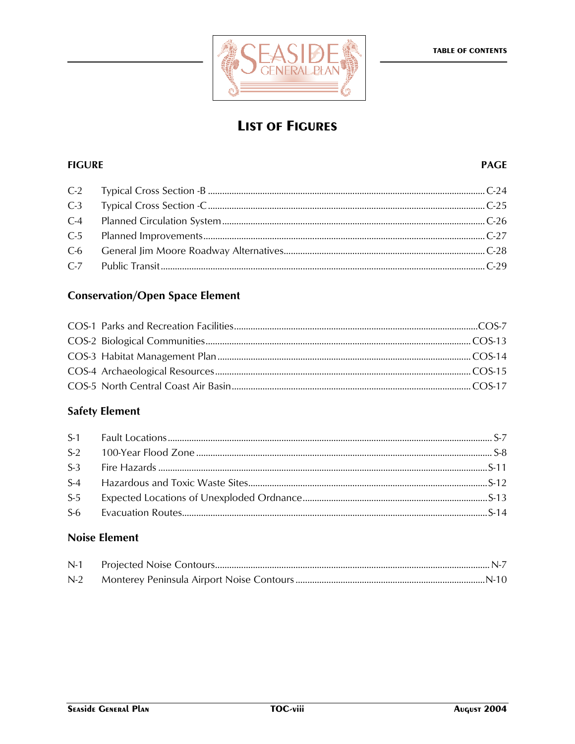# LIST OF FIGURES

| FIGURE | | PAGE |
|---|---|---|
| C-2 | Typical Cross Section -B | C-24 |
| C-3 | Typical Cross Section -C | C-25 |
| C-4 | Planned Circulation System | C-26 |
| C-5 | Planned Improvements | C-27 |
| C-6 | General Jim Moore Roadway Alternatives | C-28 |
| C-7 | Public Transit | C-29 |

## Conservation/Open Space Element

| | | |
|---|---|---|
| COS-1 | Parks and Recreation Facilities | COS-7 |
| COS-2 | Biological Communities | COS-13 |
| COS-3 | Habitat Management Plan | COS-14 |
| COS-4 | Archaeological Resources | COS-15 |
| COS-5 | North Central Coast Air Basin | COS-17 |

## Safety Element

| | | |
|---|---|---|
| S-1 | Fault Locations | S-7 |
| S-2 | 100-Year Flood Zone | S-8 |
| S-3 | Fire Hazards | S-11 |
| S-4 | Hazardous and Toxic Waste Sites | S-12 |
| S-5 | Expected Locations of Unexploded Ordnance | S-13 |
| S-6 | Evacuation Routes | S-14 |

## Noise Element

| | | |
|---|---|---|
| N-1 | Projected Noise Contours | N-7 |
| N-2 | Monterey Peninsula Airport Noise Contours | N-10 |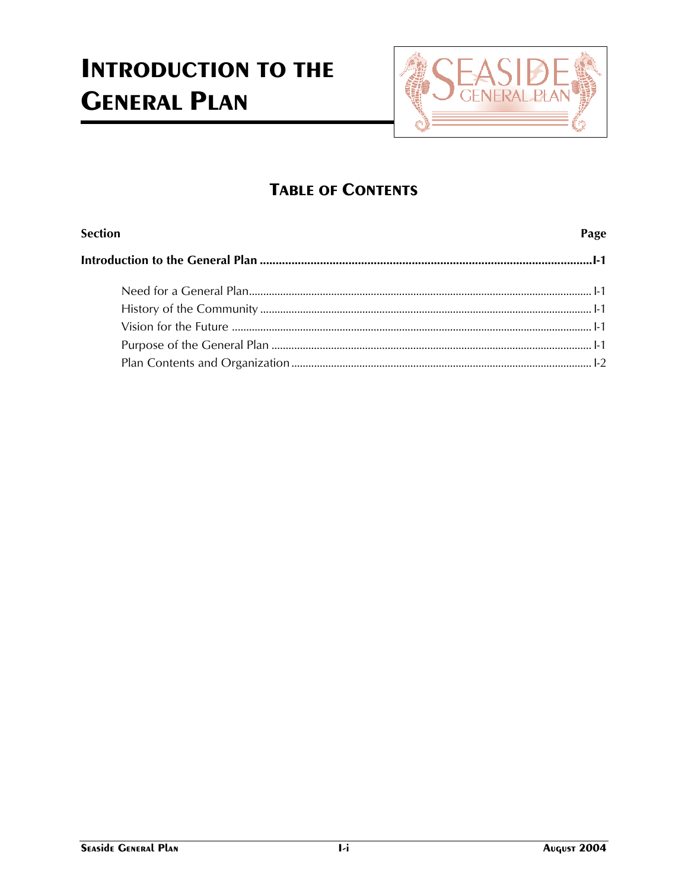# INTRODUCTION TO THE GENERAL PLAN

## TABLE OF CONTENTS

| Section | Page |
|---|---|
| **Introduction to the General Plan** | **I-1** |
| Need for a General Plan | I-1 |
| History of the Community | I-1 |
| Vision for the Future | I-1 |
| Purpose of the General Plan | I-1 |
| Plan Contents and Organization | I-2 |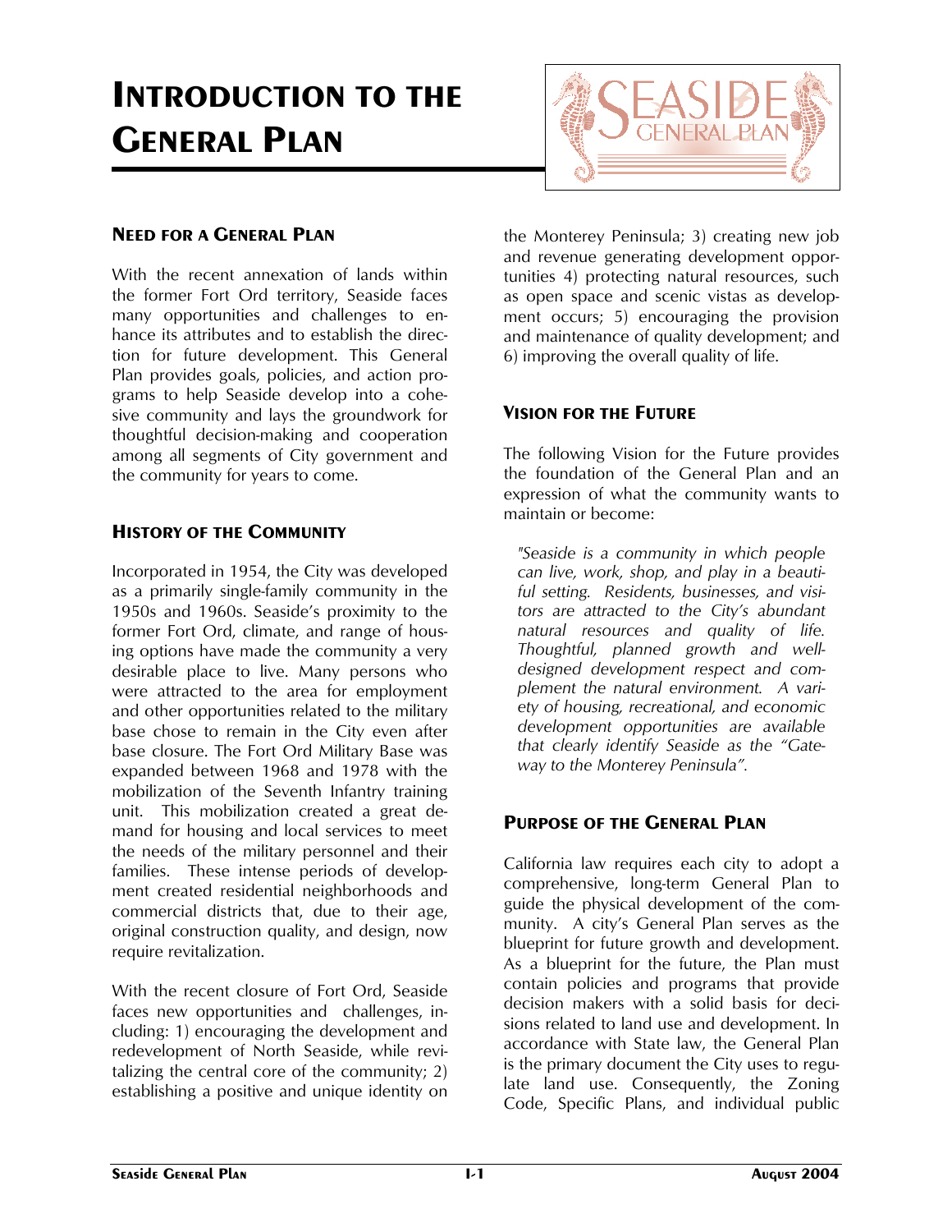# Introduction to the General Plan

## Need for a General Plan

With the recent annexation of lands within the former Fort Ord territory, Seaside faces many opportunities and challenges to enhance its attributes and to establish the direction for future development. This General Plan provides goals, policies, and action programs to help Seaside develop into a cohesive community and lays the groundwork for thoughtful decision-making and cooperation among all segments of City government and the community for years to come.

## History of the Community

Incorporated in 1954, the City was developed as a primarily single-family community in the 1950s and 1960s. Seaside's proximity to the former Fort Ord, climate, and range of housing options have made the community a very desirable place to live. Many persons who were attracted to the area for employment and other opportunities related to the military base chose to remain in the City even after base closure. The Fort Ord Military Base was expanded between 1968 and 1978 with the mobilization of the Seventh Infantry training unit. This mobilization created a great demand for housing and local services to meet the needs of the military personnel and their families. These intense periods of development created residential neighborhoods and commercial districts that, due to their age, original construction quality, and design, now require revitalization.

With the recent closure of Fort Ord, Seaside faces new opportunities and challenges, including: 1) encouraging the development and redevelopment of North Seaside, while revitalizing the central core of the community; 2) establishing a positive and unique identity on the Monterey Peninsula; 3) creating new job and revenue generating development opportunities 4) protecting natural resources, such as open space and scenic vistas as development occurs; 5) encouraging the provision and maintenance of quality development; and 6) improving the overall quality of life.

## Vision for the Future

The following Vision for the Future provides the foundation of the General Plan and an expression of what the community wants to maintain or become:

> *"Seaside is a community in which people can live, work, shop, and play in a beautiful setting. Residents, businesses, and visitors are attracted to the City's abundant natural resources and quality of life. Thoughtful, planned growth and well-designed development respect and complement the natural environment. A variety of housing, recreational, and economic development opportunities are available that clearly identify Seaside as the "Gateway to the Monterey Peninsula".*

## Purpose of the General Plan

California law requires each city to adopt a comprehensive, long-term General Plan to guide the physical development of the community. A city's General Plan serves as the blueprint for future growth and development. As a blueprint for the future, the Plan must contain policies and programs that provide decision makers with a solid basis for decisions related to land use and development. In accordance with State law, the General Plan is the primary document the City uses to regulate land use. Consequently, the Zoning Code, Specific Plans, and individual public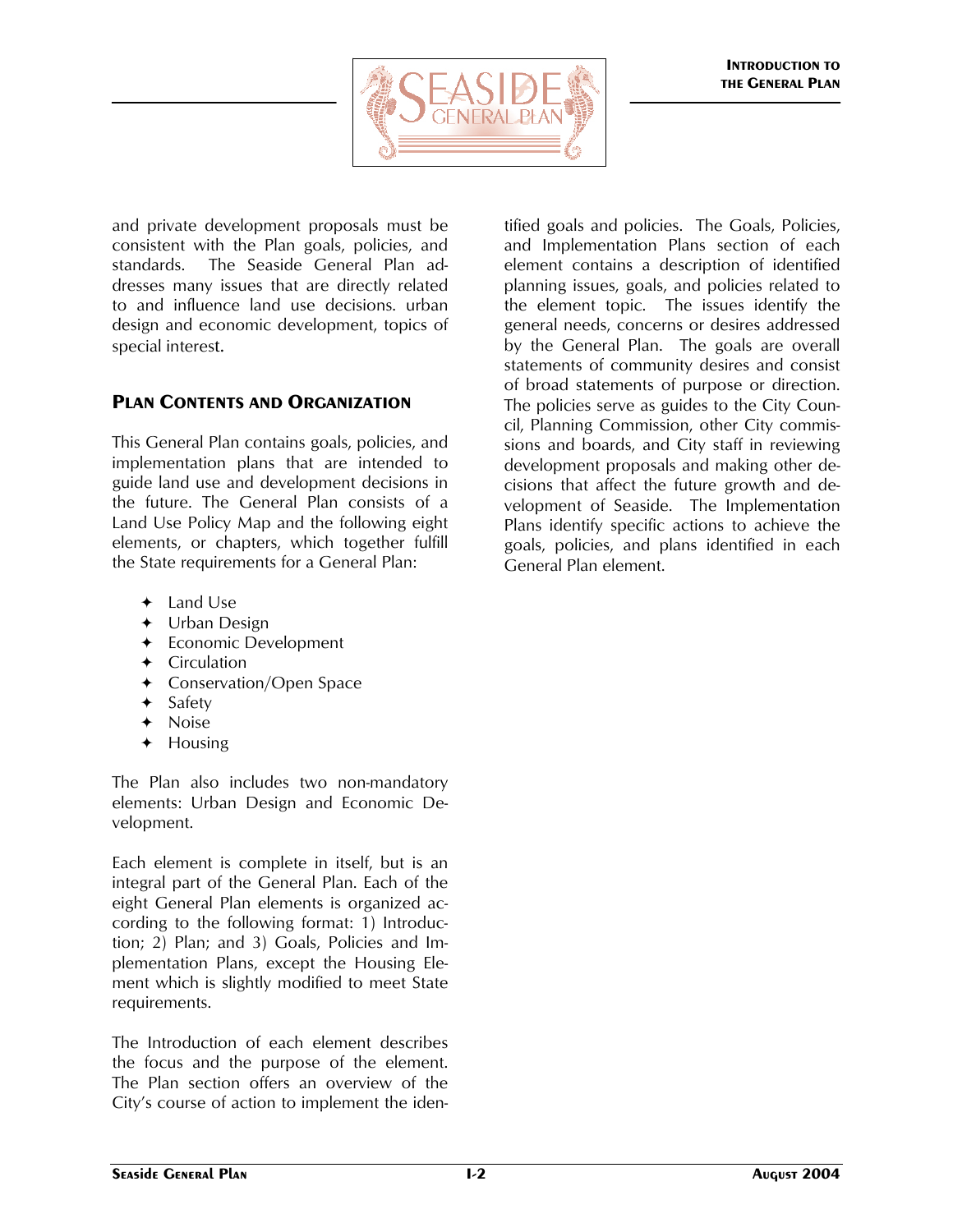and private development proposals must be consistent with the Plan goals, policies, and standards. The Seaside General Plan addresses many issues that are directly related to and influence land use decisions. urban design and economic development, topics of special interest.

## Plan Contents and Organization

This General Plan contains goals, policies, and implementation plans that are intended to guide land use and development decisions in the future. The General Plan consists of a Land Use Policy Map and the following eight elements, or chapters, which together fulfill the State requirements for a General Plan:

- Land Use
- Urban Design
- Economic Development
- Circulation
- Conservation/Open Space
- Safety
- Noise
- Housing

The Plan also includes two non-mandatory elements: Urban Design and Economic Development.

Each element is complete in itself, but is an integral part of the General Plan. Each of the eight General Plan elements is organized according to the following format: 1) Introduction; 2) Plan; and 3) Goals, Policies and Implementation Plans, except the Housing Element which is slightly modified to meet State requirements.

The Introduction of each element describes the focus and the purpose of the element. The Plan section offers an overview of the City's course of action to implement the identified goals and policies. The Goals, Policies, and Implementation Plans section of each element contains a description of identified planning issues, goals, and policies related to the element topic. The issues identify the general needs, concerns or desires addressed by the General Plan. The goals are overall statements of community desires and consist of broad statements of purpose or direction. The policies serve as guides to the City Council, Planning Commission, other City commissions and boards, and City staff in reviewing development proposals and making other decisions that affect the future growth and development of Seaside. The Implementation Plans identify specific actions to achieve the goals, policies, and plans identified in each General Plan element.